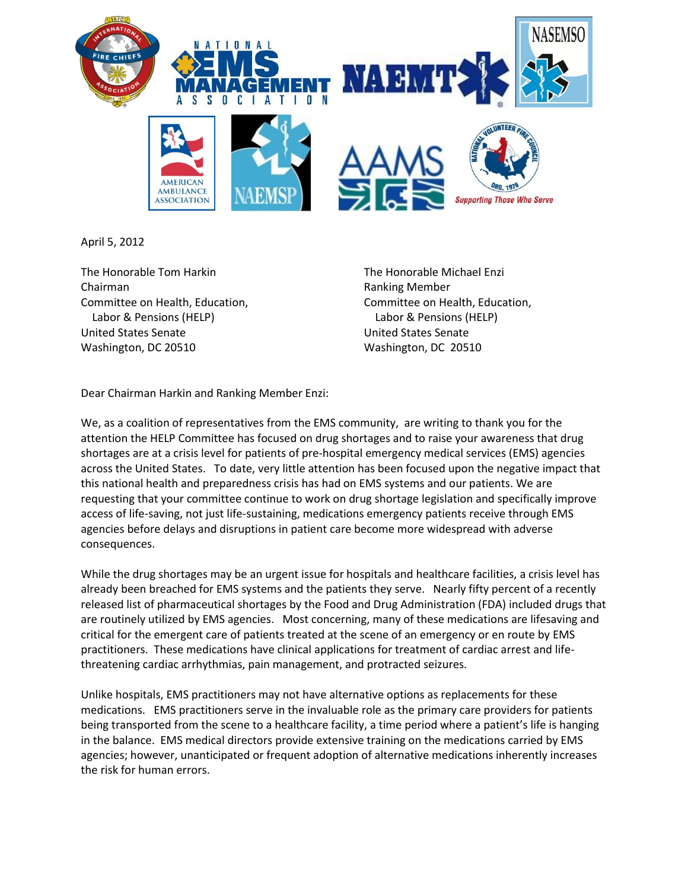April 5, 2012

The Honorable Tom Harkin
Chairman
Committee on Health, Education, Labor & Pensions (HELP)
United States Senate
Washington, DC 20510

The Honorable Michael Enzi
Ranking Member
Committee on Health, Education, Labor & Pensions (HELP)
United States Senate
Washington, DC 20510

Dear Chairman Harkin and Ranking Member Enzi:

We, as a coalition of representatives from the EMS community, are writing to thank you for the attention the HELP Committee has focused on drug shortages and to raise your awareness that drug shortages are at a crisis level for patients of pre-hospital emergency medical services (EMS) agencies across the United States. To date, very little attention has been focused upon the negative impact that this national health and preparedness crisis has had on EMS systems and our patients. We are requesting that your committee continue to work on drug shortage legislation and specifically improve access of life-saving, not just life-sustaining, medications emergency patients receive through EMS agencies before delays and disruptions in patient care become more widespread with adverse consequences.

While the drug shortages may be an urgent issue for hospitals and healthcare facilities, a crisis level has already been breached for EMS systems and the patients they serve. Nearly fifty percent of a recently released list of pharmaceutical shortages by the Food and Drug Administration (FDA) included drugs that are routinely utilized by EMS agencies. Most concerning, many of these medications are lifesaving and critical for the emergent care of patients treated at the scene of an emergency or en route by EMS practitioners. These medications have clinical applications for treatment of cardiac arrest and life-threatening cardiac arrhythmias, pain management, and protracted seizures.

Unlike hospitals, EMS practitioners may not have alternative options as replacements for these medications. EMS practitioners serve in the invaluable role as the primary care providers for patients being transported from the scene to a healthcare facility, a time period where a patient's life is hanging in the balance. EMS medical directors provide extensive training on the medications carried by EMS agencies; however, unanticipated or frequent adoption of alternative medications inherently increases the risk for human errors.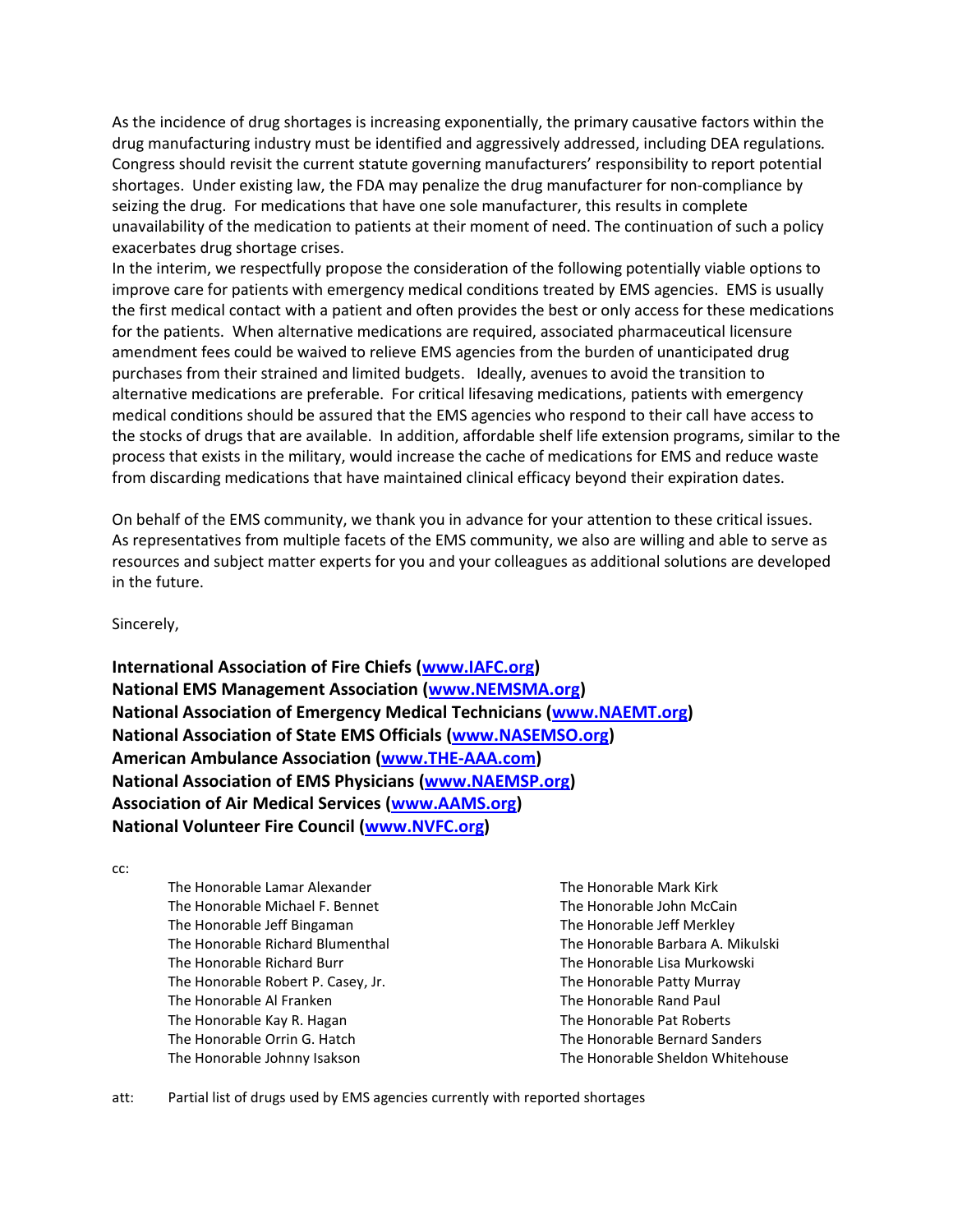As the incidence of drug shortages is increasing exponentially, the primary causative factors within the drug manufacturing industry must be identified and aggressively addressed, including DEA regulations. Congress should revisit the current statute governing manufacturers' responsibility to report potential shortages. Under existing law, the FDA may penalize the drug manufacturer for non-compliance by seizing the drug. For medications that have one sole manufacturer, this results in complete unavailability of the medication to patients at their moment of need. The continuation of such a policy exacerbates drug shortage crises.

In the interim, we respectfully propose the consideration of the following potentially viable options to improve care for patients with emergency medical conditions treated by EMS agencies. EMS is usually the first medical contact with a patient and often provides the best or only access for these medications for the patients. When alternative medications are required, associated pharmaceutical licensure amendment fees could be waived to relieve EMS agencies from the burden of unanticipated drug purchases from their strained and limited budgets. Ideally, avenues to avoid the transition to alternative medications are preferable. For critical lifesaving medications, patients with emergency medical conditions should be assured that the EMS agencies who respond to their call have access to the stocks of drugs that are available. In addition, affordable shelf life extension programs, similar to the process that exists in the military, would increase the cache of medications for EMS and reduce waste from discarding medications that have maintained clinical efficacy beyond their expiration dates.

On behalf of the EMS community, we thank you in advance for your attention to these critical issues. As representatives from multiple facets of the EMS community, we also are willing and able to serve as resources and subject matter experts for you and your colleagues as additional solutions are developed in the future.

Sincerely,

**International Association of Fire Chiefs (www.IAFC.org)**
**National EMS Management Association (www.NEMSMA.org)**
**National Association of Emergency Medical Technicians (www.NAEMT.org)**
**National Association of State EMS Officials (www.NASEMSO.org)**
**American Ambulance Association (www.THE-AAA.com)**
**National Association of EMS Physicians (www.NAEMSP.org)**
**Association of Air Medical Services (www.AAMS.org)**
**National Volunteer Fire Council (www.NVFC.org)**

cc:

The Honorable Lamar Alexander
The Honorable Michael F. Bennet
The Honorable Jeff Bingaman
The Honorable Richard Blumenthal
The Honorable Richard Burr
The Honorable Robert P. Casey, Jr.
The Honorable Al Franken
The Honorable Kay R. Hagan
The Honorable Orrin G. Hatch
The Honorable Johnny Isakson
The Honorable Mark Kirk
The Honorable John McCain
The Honorable Jeff Merkley
The Honorable Barbara A. Mikulski
The Honorable Lisa Murkowski
The Honorable Patty Murray
The Honorable Rand Paul
The Honorable Pat Roberts
The Honorable Bernard Sanders
The Honorable Sheldon Whitehouse

att: Partial list of drugs used by EMS agencies currently with reported shortages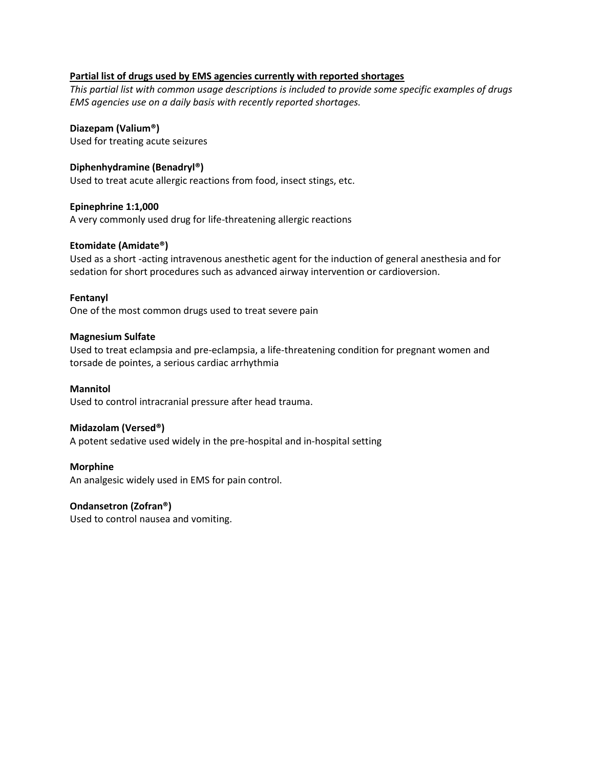**<u>Partial list of drugs used by EMS agencies currently with reported shortages</u>**

*This partial list with common usage descriptions is included to provide some specific examples of drugs EMS agencies use on a daily basis with recently reported shortages.*

**Diazepam (Valium®)**
Used for treating acute seizures

**Diphenhydramine (Benadryl®)**
Used to treat acute allergic reactions from food, insect stings, etc.

**Epinephrine 1:1,000**
A very commonly used drug for life-threatening allergic reactions

**Etomidate (Amidate®)**
Used as a short -acting intravenous anesthetic agent for the induction of general anesthesia and for sedation for short procedures such as advanced airway intervention or cardioversion.

**Fentanyl**
One of the most common drugs used to treat severe pain

**Magnesium Sulfate**
Used to treat eclampsia and pre-eclampsia, a life-threatening condition for pregnant women and torsade de pointes, a serious cardiac arrhythmia

**Mannitol**
Used to control intracranial pressure after head trauma.

**Midazolam (Versed®)**
A potent sedative used widely in the pre-hospital and in-hospital setting

**Morphine**
An analgesic widely used in EMS for pain control.

**Ondansetron (Zofran®)**
Used to control nausea and vomiting.